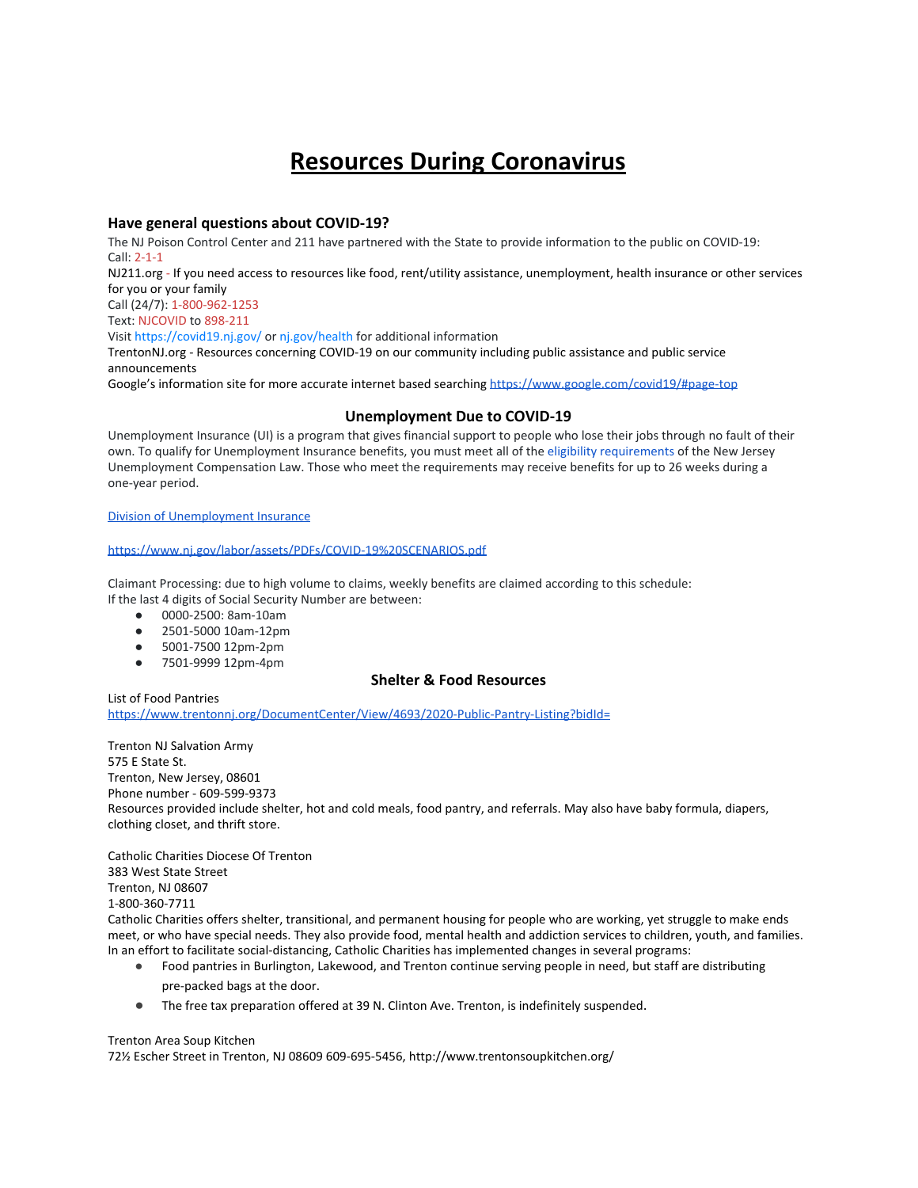# Resources During Coronavirus

### Have general questions about COVID-19?

The NJ Poison Control Center and 211 have partnered with the State to provide information to the public on COVID-19:
Call: 2-1-1
NJ211.org - If you need access to resources like food, rent/utility assistance, unemployment, health insurance or other services for you or your family
Call (24/7): 1-800-962-1253
Text: NJCOVID to 898-211
Visit https://covid19.nj.gov/ or nj.gov/health for additional information
TrentonNJ.org - Resources concerning COVID-19 on our community including public assistance and public service announcements
Google's information site for more accurate internet based searching https://www.google.com/covid19/#page-top

### Unemployment Due to COVID-19

Unemployment Insurance (UI) is a program that gives financial support to people who lose their jobs through no fault of their own. To qualify for Unemployment Insurance benefits, you must meet all of the eligibility requirements of the New Jersey Unemployment Compensation Law. Those who meet the requirements may receive benefits for up to 26 weeks during a one-year period.

Division of Unemployment Insurance

https://www.nj.gov/labor/assets/PDFs/COVID-19%20SCENARIOS.pdf

Claimant Processing: due to high volume to claims, weekly benefits are claimed according to this schedule:
If the last 4 digits of Social Security Number are between:

- 0000-2500: 8am-10am
- 2501-5000 10am-12pm
- 5001-7500 12pm-2pm
- 7501-9999 12pm-4pm

### Shelter & Food Resources

List of Food Pantries
https://www.trentonnj.org/DocumentCenter/View/4693/2020-Public-Pantry-Listing?bidId=

Trenton NJ Salvation Army
575 E State St.
Trenton, New Jersey, 08601
Phone number - 609-599-9373
Resources provided include shelter, hot and cold meals, food pantry, and referrals. May also have baby formula, diapers, clothing closet, and thrift store.

Catholic Charities Diocese Of Trenton
383 West State Street
Trenton, NJ 08607
1-800-360-7711
Catholic Charities offers shelter, transitional, and permanent housing for people who are working, yet struggle to make ends meet, or who have special needs. They also provide food, mental health and addiction services to children, youth, and families. In an effort to facilitate social-distancing, Catholic Charities has implemented changes in several programs:

- Food pantries in Burlington, Lakewood, and Trenton continue serving people in need, but staff are distributing pre-packed bags at the door.
- The free tax preparation offered at 39 N. Clinton Ave. Trenton, is indefinitely suspended.

Trenton Area Soup Kitchen
72½ Escher Street in Trenton, NJ 08609 609-695-5456, http://www.trentonsoupkitchen.org/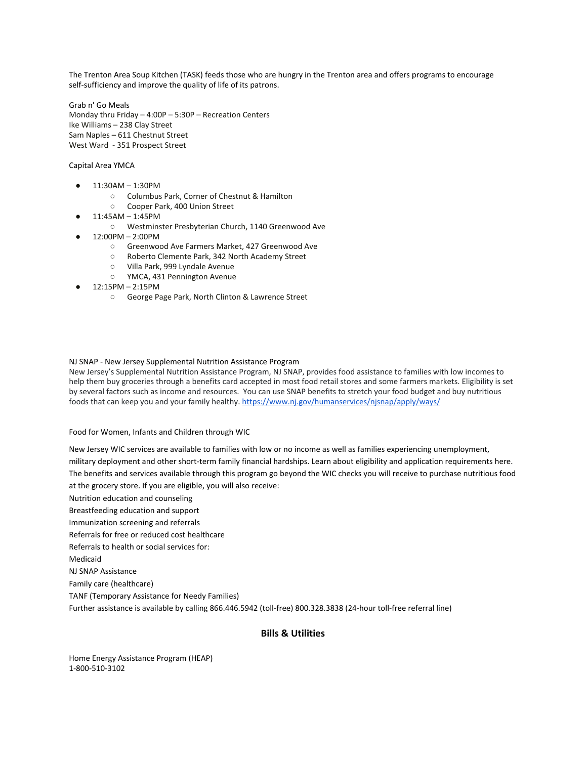The Trenton Area Soup Kitchen (TASK) feeds those who are hungry in the Trenton area and offers programs to encourage self-sufficiency and improve the quality of life of its patrons.

Grab n' Go Meals
Monday thru Friday – 4:00P – 5:30P – Recreation Centers
Ike Williams – 238 Clay Street
Sam Naples – 611 Chestnut Street
West Ward - 351 Prospect Street

Capital Area YMCA

- 11:30AM – 1:30PM
  - Columbus Park, Corner of Chestnut & Hamilton
  - Cooper Park, 400 Union Street
- 11:45AM – 1:45PM
  - Westminster Presbyterian Church, 1140 Greenwood Ave
- 12:00PM – 2:00PM
  - Greenwood Ave Farmers Market, 427 Greenwood Ave
  - Roberto Clemente Park, 342 North Academy Street
  - Villa Park, 999 Lyndale Avenue
  - YMCA, 431 Pennington Avenue
- 12:15PM – 2:15PM
  - George Page Park, North Clinton & Lawrence Street

NJ SNAP - New Jersey Supplemental Nutrition Assistance Program
New Jersey's Supplemental Nutrition Assistance Program, NJ SNAP, provides food assistance to families with low incomes to help them buy groceries through a benefits card accepted in most food retail stores and some farmers markets. Eligibility is set by several factors such as income and resources. You can use SNAP benefits to stretch your food budget and buy nutritious foods that can keep you and your family healthy. https://www.nj.gov/humanservices/njsnap/apply/ways/

Food for Women, Infants and Children through WIC

New Jersey WIC services are available to families with low or no income as well as families experiencing unemployment, military deployment and other short-term family financial hardships. Learn about eligibility and application requirements here. The benefits and services available through this program go beyond the WIC checks you will receive to purchase nutritious food at the grocery store. If you are eligible, you will also receive:
Nutrition education and counseling
Breastfeeding education and support
Immunization screening and referrals
Referrals for free or reduced cost healthcare
Referrals to health or social services for:
Medicaid
NJ SNAP Assistance
Family care (healthcare)
TANF (Temporary Assistance for Needy Families)
Further assistance is available by calling 866.446.5942 (toll-free) 800.328.3838 (24-hour toll-free referral line)

## Bills & Utilities

Home Energy Assistance Program (HEAP)
1-800-510-3102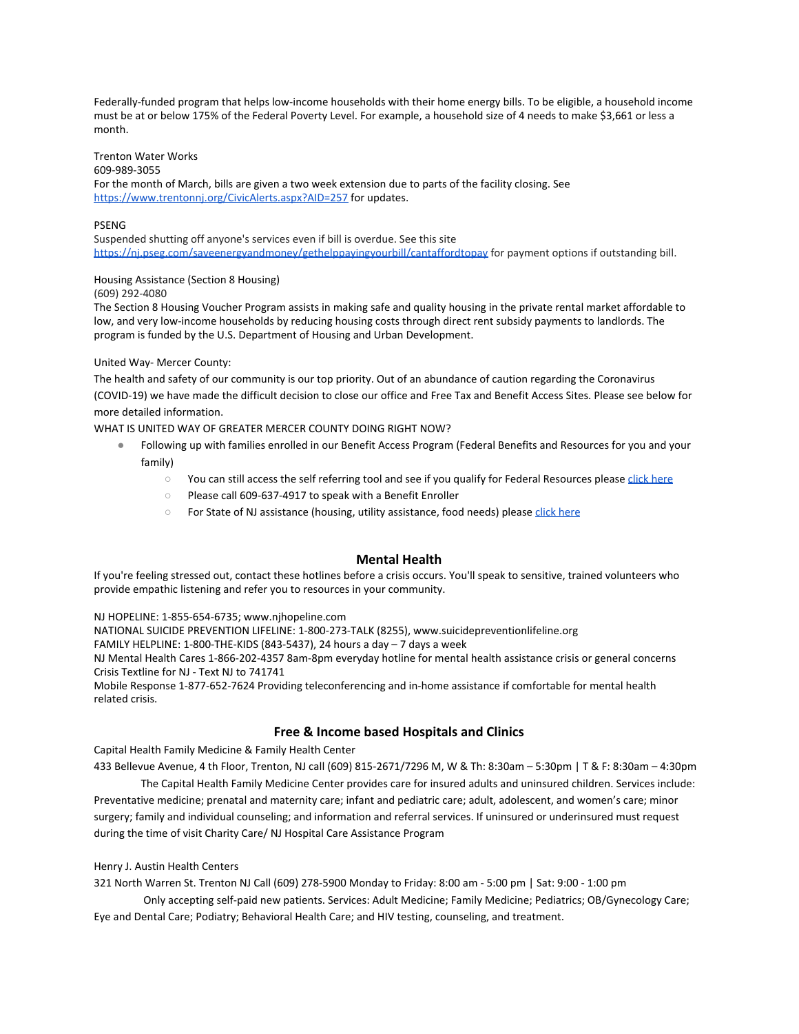Federally-funded program that helps low-income households with their home energy bills. To be eligible, a household income must be at or below 175% of the Federal Poverty Level. For example, a household size of 4 needs to make $3,661 or less a month.

Trenton Water Works
609-989-3055
For the month of March, bills are given a two week extension due to parts of the facility closing. See [https://www.trentonnj.org/CivicAlerts.aspx?AID=257](https://www.trentonnj.org/CivicAlerts.aspx?AID=257) for updates.

PSENG
Suspended shutting off anyone's services even if bill is overdue. See this site [https://nj.pseg.com/saveenergyandmoney/gethelppayingyourbill/cantaffordtopay](https://nj.pseg.com/saveenergyandmoney/gethelppayingyourbill/cantaffordtopay) for payment options if outstanding bill.

Housing Assistance (Section 8 Housing)
(609) 292-4080
The Section 8 Housing Voucher Program assists in making safe and quality housing in the private rental market affordable to low, and very low-income households by reducing housing costs through direct rent subsidy payments to landlords. The program is funded by the U.S. Department of Housing and Urban Development.

United Way- Mercer County:
The health and safety of our community is our top priority. Out of an abundance of caution regarding the Coronavirus (COVID-19) we have made the difficult decision to close our office and Free Tax and Benefit Access Sites. Please see below for more detailed information.
WHAT IS UNITED WAY OF GREATER MERCER COUNTY DOING RIGHT NOW?

- Following up with families enrolled in our Benefit Access Program (Federal Benefits and Resources for you and your family)
    - You can still access the self referring tool and see if you qualify for Federal Resources please click here
    - Please call 609-637-4917 to speak with a Benefit Enroller
    - For State of NJ assistance (housing, utility assistance, food needs) please click here

## Mental Health

If you're feeling stressed out, contact these hotlines before a crisis occurs. You'll speak to sensitive, trained volunteers who provide empathic listening and refer you to resources in your community.

NJ HOPELINE: 1-855-654-6735; www.njhopeline.com
NATIONAL SUICIDE PREVENTION LIFELINE: 1-800-273-TALK (8255), www.suicidepreventionlifeline.org
FAMILY HELPLINE: 1-800-THE-KIDS (843-5437), 24 hours a day – 7 days a week
NJ Mental Health Cares 1-866-202-4357 8am-8pm everyday hotline for mental health assistance crisis or general concerns
Crisis Textline for NJ - Text NJ to 741741
Mobile Response 1-877-652-7624 Providing teleconferencing and in-home assistance if comfortable for mental health related crisis.

## Free & Income based Hospitals and Clinics

Capital Health Family Medicine & Family Health Center
433 Bellevue Avenue, 4 th Floor, Trenton, NJ call (609) 815-2671/7296 M, W & Th: 8:30am – 5:30pm | T & F: 8:30am – 4:30pm

The Capital Health Family Medicine Center provides care for insured adults and uninsured children. Services include: Preventative medicine; prenatal and maternity care; infant and pediatric care; adult, adolescent, and women's care; minor surgery; family and individual counseling; and information and referral services. If uninsured or underinsured must request during the time of visit Charity Care/ NJ Hospital Care Assistance Program

Henry J. Austin Health Centers
321 North Warren St. Trenton NJ Call (609) 278-5900 Monday to Friday: 8:00 am - 5:00 pm | Sat: 9:00 - 1:00 pm

Only accepting self-paid new patients. Services: Adult Medicine; Family Medicine; Pediatrics; OB/Gynecology Care; Eye and Dental Care; Podiatry; Behavioral Health Care; and HIV testing, counseling, and treatment.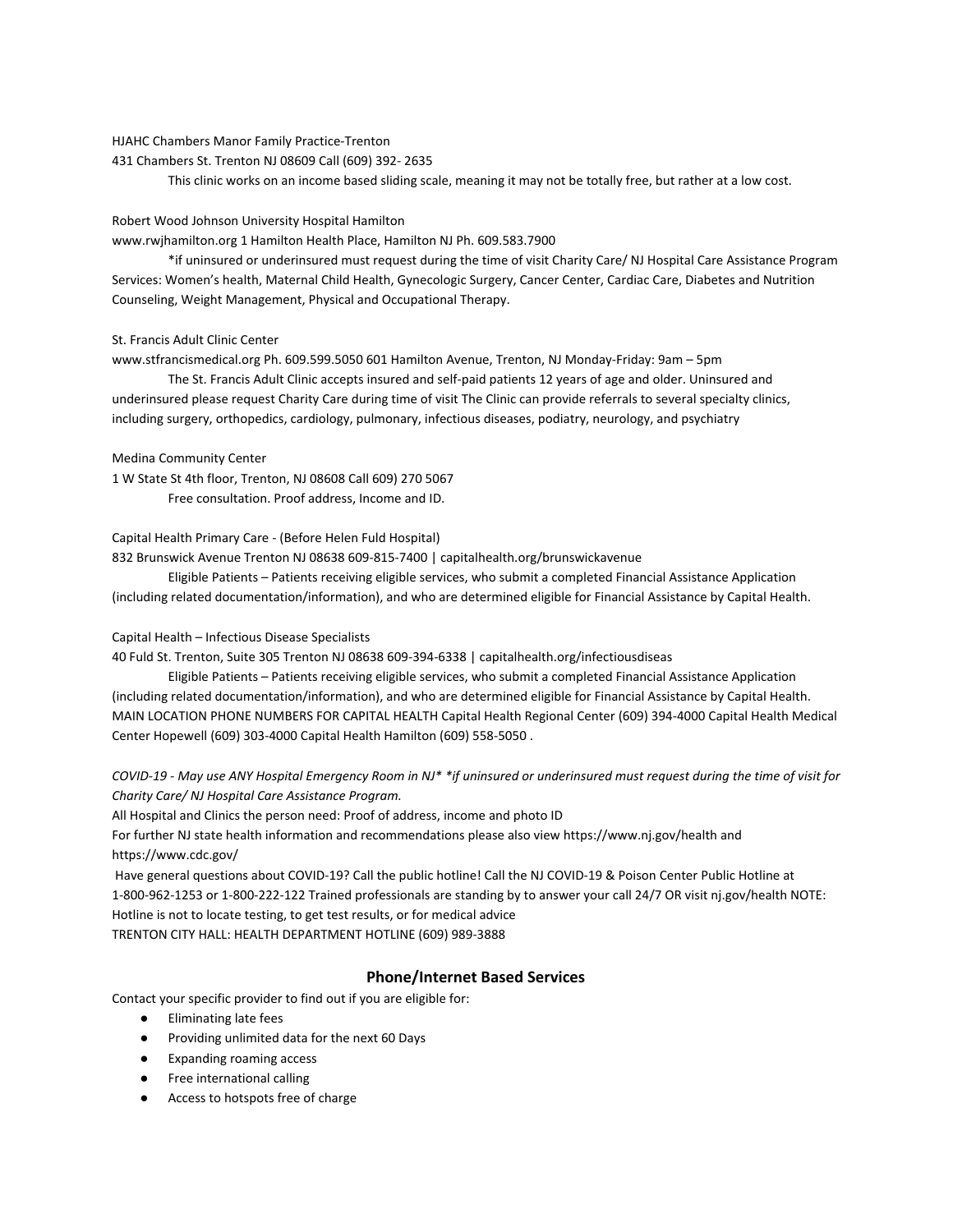HJAHC Chambers Manor Family Practice-Trenton

431 Chambers St. Trenton NJ 08609 Call (609) 392- 2635

This clinic works on an income based sliding scale, meaning it may not be totally free, but rather at a low cost.

Robert Wood Johnson University Hospital Hamilton

www.rwjhamilton.org 1 Hamilton Health Place, Hamilton NJ Ph. 609.583.7900

*if uninsured or underinsured must request during the time of visit Charity Care/ NJ Hospital Care Assistance Program Services: Women's health, Maternal Child Health, Gynecologic Surgery, Cancer Center, Cardiac Care, Diabetes and Nutrition Counseling, Weight Management, Physical and Occupational Therapy.

St. Francis Adult Clinic Center

www.stfrancismedical.org Ph. 609.599.5050 601 Hamilton Avenue, Trenton, NJ Monday-Friday: 9am – 5pm

The St. Francis Adult Clinic accepts insured and self-paid patients 12 years of age and older. Uninsured and underinsured please request Charity Care during time of visit The Clinic can provide referrals to several specialty clinics, including surgery, orthopedics, cardiology, pulmonary, infectious diseases, podiatry, neurology, and psychiatry

Medina Community Center

1 W State St 4th floor, Trenton, NJ 08608 Call 609) 270 5067

Free consultation. Proof address, Income and ID.

Capital Health Primary Care - (Before Helen Fuld Hospital)

832 Brunswick Avenue Trenton NJ 08638 609-815-7400 | capitalhealth.org/brunswickavenue

Eligible Patients – Patients receiving eligible services, who submit a completed Financial Assistance Application (including related documentation/information), and who are determined eligible for Financial Assistance by Capital Health.

Capital Health – Infectious Disease Specialists

40 Fuld St. Trenton, Suite 305 Trenton NJ 08638 609-394-6338 | capitalhealth.org/infectiousdiseas

Eligible Patients – Patients receiving eligible services, who submit a completed Financial Assistance Application (including related documentation/information), and who are determined eligible for Financial Assistance by Capital Health. MAIN LOCATION PHONE NUMBERS FOR CAPITAL HEALTH Capital Health Regional Center (609) 394-4000 Capital Health Medical Center Hopewell (609) 303-4000 Capital Health Hamilton (609) 558-5050 .

*COVID-19 - May use ANY Hospital Emergency Room in NJ* *if uninsured or underinsured must request during the time of visit for Charity Care/ NJ Hospital Care Assistance Program.*

All Hospital and Clinics the person need: Proof of address, income and photo ID

For further NJ state health information and recommendations please also view https://www.nj.gov/health and https://www.cdc.gov/

Have general questions about COVID-19? Call the public hotline! Call the NJ COVID-19 & Poison Center Public Hotline at 1-800-962-1253 or 1-800-222-122 Trained professionals are standing by to answer your call 24/7 OR visit nj.gov/health NOTE: Hotline is not to locate testing, to get test results, or for medical advice

TRENTON CITY HALL: HEALTH DEPARTMENT HOTLINE (609) 989-3888

## Phone/Internet Based Services

Contact your specific provider to find out if you are eligible for:

- Eliminating late fees
- Providing unlimited data for the next 60 Days
- Expanding roaming access
- Free international calling
- Access to hotspots free of charge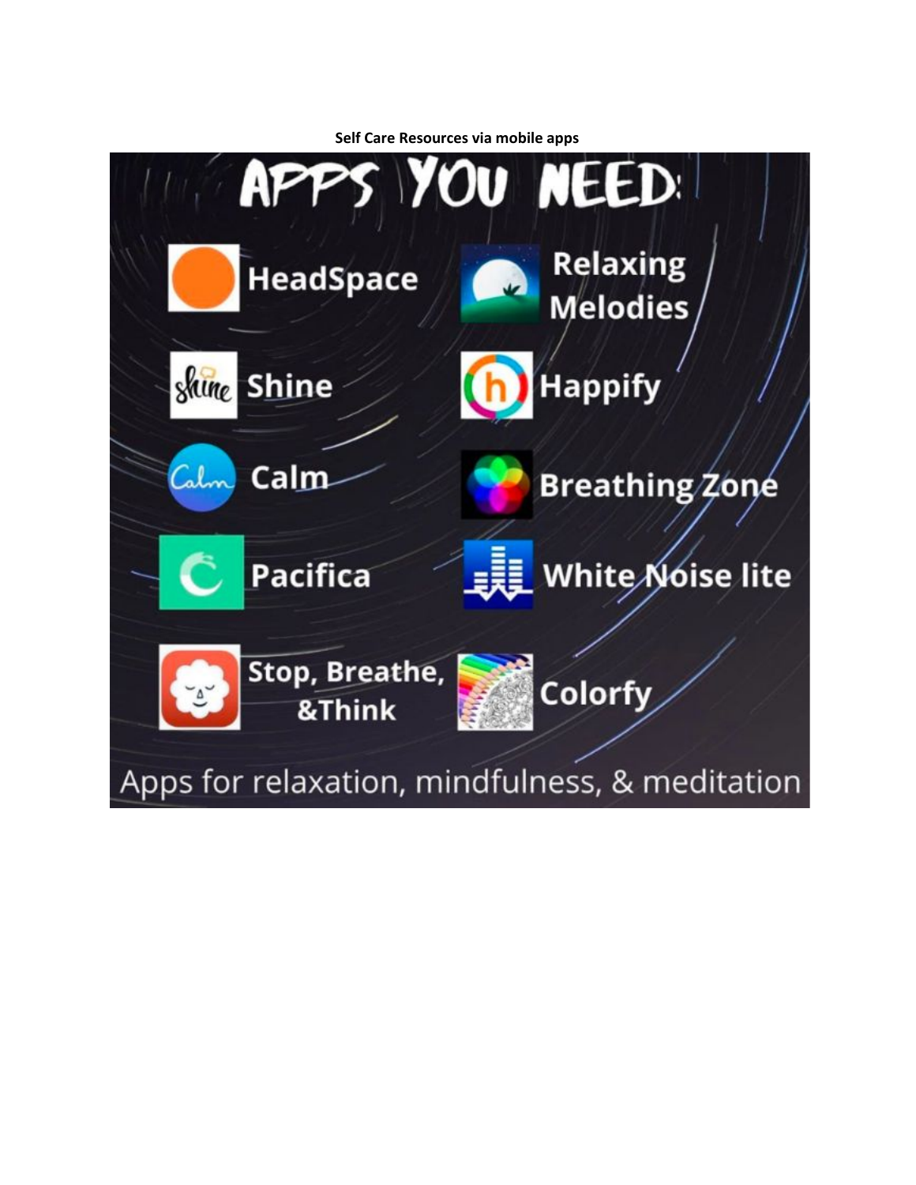**Self Care Resources via mobile apps**

# APPS YOU NEED:

- HeadSpace
- Relaxing Melodies
- Shine
- Happify
- Calm
- Breathing Zone
- Pacifica
- White Noise lite
- Stop, Breathe, &Think
- Colorfy

Apps for relaxation, mindfulness, & meditation